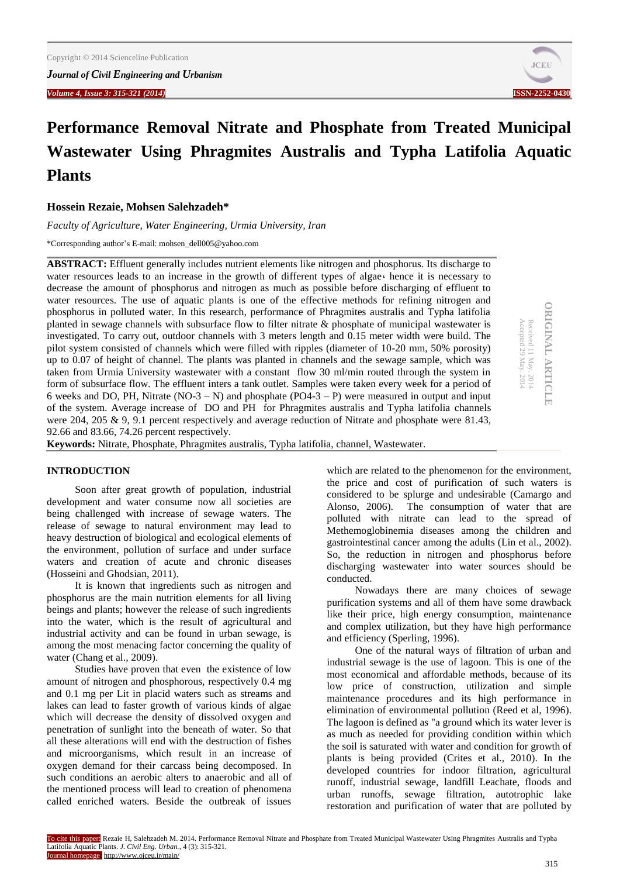# Performance Removal Nitrate and Phosphate from Treated Municipal Wastewater Using Phragmites Australis and Typha Latifolia Aquatic Plants

**Hossein Rezaie, Mohsen Salehzadeh***

*Faculty of Agriculture, Water Engineering, Urmia University, Iran*

*Corresponding author's E-mail: mohsen_dell005@yahoo.com

ORIGINAL ARTICLE

Received 11 May. 2014
Accepted 29 May. 2014

**ABSTRACT:** Effluent generally includes nutrient elements like nitrogen and phosphorus. Its discharge to water resources leads to an increase in the growth of different types of algae، hence it is necessary to decrease the amount of phosphorus and nitrogen as much as possible before discharging of effluent to water resources. The use of aquatic plants is one of the effective methods for refining nitrogen and phosphorus in polluted water. In this research, performance of Phragmites australis and Typha latifolia planted in sewage channels with subsurface flow to filter nitrate & phosphate of municipal wastewater is investigated. To carry out, outdoor channels with 3 meters length and 0.15 meter width were build. The pilot system consisted of channels which were filled with ripples (diameter of 10-20 mm, 50% porosity) up to 0.07 of height of channel. The plants was planted in channels and the sewage sample, which was taken from Urmia University wastewater with a constant flow 30 ml/min routed through the system in form of subsurface flow. The effluent inters a tank outlet. Samples were taken every week for a period of 6 weeks and DO, PH, Nitrate ($NO_3^- - N$) and phosphate ($PO_4^{3-} - P$) were measured in output and input of the system. Average increase of DO and PH for Phragmites australis and Typha latifolia channels were 204, 205 & 9, 9.1 percent respectively and average reduction of Nitrate and phosphate were 81.43, 92.66 and 83.66, 74.26 percent respectively.

**Keywords:** Nitrate, Phosphate, Phragmites australis, Typha latifolia, channel, Wastewater.

## INTRODUCTION

Soon after great growth of population, industrial development and water consume now all societies are being challenged with increase of sewage waters. The release of sewage to natural environment may lead to heavy destruction of biological and ecological elements of the environment, pollution of surface and under surface waters and creation of acute and chronic diseases (Hosseini and Ghodsian, 2011).

It is known that ingredients such as nitrogen and phosphorus are the main nutrition elements for all living beings and plants; however the release of such ingredients into the water, which is the result of agricultural and industrial activity and can be found in urban sewage, is among the most menacing factor concerning the quality of water (Chang et al., 2009).

Studies have proven that even the existence of low amount of nitrogen and phosphorous, respectively 0.4 mg and 0.1 mg per Lit in placid waters such as streams and lakes can lead to faster growth of various kinds of algae which will decrease the density of dissolved oxygen and penetration of sunlight into the beneath of water. So that all these alterations will end with the destruction of fishes and microorganisms, which result in an increase of oxygen demand for their carcass being decomposed. In such conditions an aerobic alters to anaerobic and all of the mentioned process will lead to creation of phenomena called enriched waters. Beside the outbreak of issues which are related to the phenomenon for the environment, the price and cost of purification of such waters is considered to be splurge and undesirable (Camargo and Alonso, 2006). The consumption of water that are polluted with nitrate can lead to the spread of Methemoglobinemia diseases among the children and gastrointestinal cancer among the adults (Lin et al., 2002). So, the reduction in nitrogen and phosphorus before discharging wastewater into water sources should be conducted.

Nowadays there are many choices of sewage purification systems and all of them have some drawback like their price, high energy consumption, maintenance and complex utilization, but they have high performance and efficiency (Sperling, 1996).

One of the natural ways of filtration of urban and industrial sewage is the use of lagoon. This is one of the most economical and affordable methods, because of its low price of construction, utilization and simple maintenance procedures and its high performance in elimination of environmental pollution (Reed et al, 1996). The lagoon is defined as "a ground which its water lever is as much as needed for providing condition within which the soil is saturated with water and condition for growth of plants is being provided (Crites et al., 2010). In the developed countries for indoor filtration, agricultural runoff, industrial sewage, landfill Leachate, floods and urban runoffs, sewage filtration, autotrophic lake restoration and purification of water that are polluted by

To cite this paper: Rezaie H, Salehzadeh M. 2014. Performance Removal Nitrate and Phosphate from Treated Municipal Wastewater Using Phragmites Australis and Typha Latifolia Aquatic Plants. *J. Civil Eng. Urban.*, 4 (3): 315-321.
Journal homepage: http://www.ojceu.ir/main/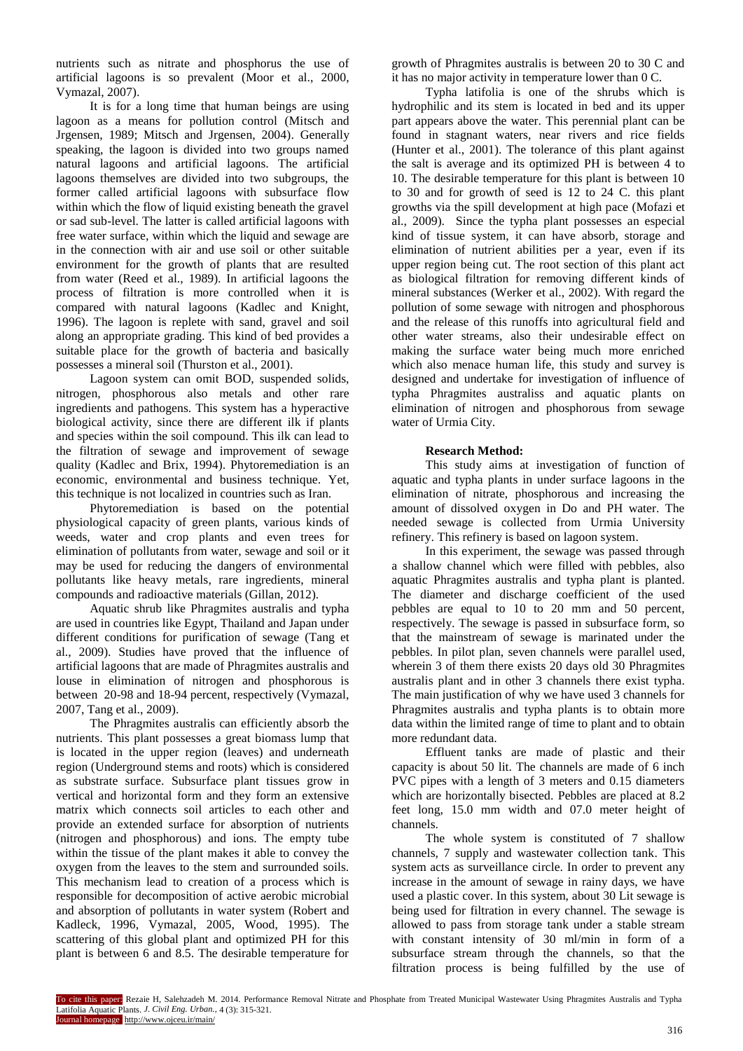nutrients such as nitrate and phosphorus the use of artificial lagoons is so prevalent (Moor et al., 2000, Vymazal, 2007).

It is for a long time that human beings are using lagoon as a means for pollution control (Mitsch and Jrgensen, 1989; Mitsch and Jrgensen, 2004). Generally speaking, the lagoon is divided into two groups named natural lagoons and artificial lagoons. The artificial lagoons themselves are divided into two subgroups, the former called artificial lagoons with subsurface flow within which the flow of liquid existing beneath the gravel or sad sub-level. The latter is called artificial lagoons with free water surface, within which the liquid and sewage are in the connection with air and use soil or other suitable environment for the growth of plants that are resulted from water (Reed et al., 1989). In artificial lagoons the process of filtration is more controlled when it is compared with natural lagoons (Kadlec and Knight, 1996). The lagoon is replete with sand, gravel and soil along an appropriate grading. This kind of bed provides a suitable place for the growth of bacteria and basically possesses a mineral soil (Thurston et al., 2001).

Lagoon system can omit BOD, suspended solids, nitrogen, phosphorous also metals and other rare ingredients and pathogens. This system has a hyperactive biological activity, since there are different ilk if plants and species within the soil compound. This ilk can lead to the filtration of sewage and improvement of sewage quality (Kadlec and Brix, 1994). Phytoremediation is an economic, environmental and business technique. Yet, this technique is not localized in countries such as Iran.

Phytoremediation is based on the potential physiological capacity of green plants, various kinds of weeds, water and crop plants and even trees for elimination of pollutants from water, sewage and soil or it may be used for reducing the dangers of environmental pollutants like heavy metals, rare ingredients, mineral compounds and radioactive materials (Gillan, 2012).

Aquatic shrub like Phragmites australis and typha are used in countries like Egypt, Thailand and Japan under different conditions for purification of sewage (Tang et al., 2009). Studies have proved that the influence of artificial lagoons that are made of Phragmites australis and louse in elimination of nitrogen and phosphorous is between 20-98 and 18-94 percent, respectively (Vymazal, 2007, Tang et al., 2009).

The Phragmites australis can efficiently absorb the nutrients. This plant possesses a great biomass lump that is located in the upper region (leaves) and underneath region (Underground stems and roots) which is considered as substrate surface. Subsurface plant tissues grow in vertical and horizontal form and they form an extensive matrix which connects soil articles to each other and provide an extended surface for absorption of nutrients (nitrogen and phosphorous) and ions. The empty tube within the tissue of the plant makes it able to convey the oxygen from the leaves to the stem and surrounded soils. This mechanism lead to creation of a process which is responsible for decomposition of active aerobic microbial and absorption of pollutants in water system (Robert and Kadleck, 1996, Vymazal, 2005, Wood, 1995). The scattering of this global plant and optimized PH for this plant is between 6 and 8.5. The desirable temperature for growth of Phragmites australis is between 20 to 30 C and it has no major activity in temperature lower than 0 C.

Typha latifolia is one of the shrubs which is hydrophilic and its stem is located in bed and its upper part appears above the water. This perennial plant can be found in stagnant waters, near rivers and rice fields (Hunter et al., 2001). The tolerance of this plant against the salt is average and its optimized PH is between 4 to 10. The desirable temperature for this plant is between 10 to 30 and for growth of seed is 12 to 24 C. this plant growths via the spill development at high pace (Mofazi et al., 2009). Since the typha plant possesses an especial kind of tissue system, it can have absorb, storage and elimination of nutrient abilities per a year, even if its upper region being cut. The root section of this plant act as biological filtration for removing different kinds of mineral substances (Werker et al., 2002). With regard the pollution of some sewage with nitrogen and phosphorous and the release of this runoffs into agricultural field and other water streams, also their undesirable effect on making the surface water being much more enriched which also menace human life, this study and survey is designed and undertake for investigation of influence of typha Phragmites australiss and aquatic plants on elimination of nitrogen and phosphorous from sewage water of Urmia City.

## Research Method:

This study aims at investigation of function of aquatic and typha plants in under surface lagoons in the elimination of nitrate, phosphorous and increasing the amount of dissolved oxygen in Do and PH water. The needed sewage is collected from Urmia University refinery. This refinery is based on lagoon system.

In this experiment, the sewage was passed through a shallow channel which were filled with pebbles, also aquatic Phragmites australis and typha plant is planted. The diameter and discharge coefficient of the used pebbles are equal to 10 to 20 mm and 50 percent, respectively. The sewage is passed in subsurface form, so that the mainstream of sewage is marinated under the pebbles. In pilot plan, seven channels were parallel used, wherein 3 of them there exists 20 days old 30 Phragmites australis plant and in other 3 channels there exist typha. The main justification of why we have used 3 channels for Phragmites australis and typha plants is to obtain more data within the limited range of time to plant and to obtain more redundant data.

Effluent tanks are made of plastic and their capacity is about 50 lit. The channels are made of 6 inch PVC pipes with a length of 3 meters and 0.15 diameters which are horizontally bisected. Pebbles are placed at 8.2 feet long, 15.0 mm width and 07.0 meter height of channels.

The whole system is constituted of 7 shallow channels, 7 supply and wastewater collection tank. This system acts as surveillance circle. In order to prevent any increase in the amount of sewage in rainy days, we have used a plastic cover. In this system, about 30 Lit sewage is being used for filtration in every channel. The sewage is allowed to pass from storage tank under a stable stream with constant intensity of 30 ml/min in form of a subsurface stream through the channels, so that the filtration process is being fulfilled by the use of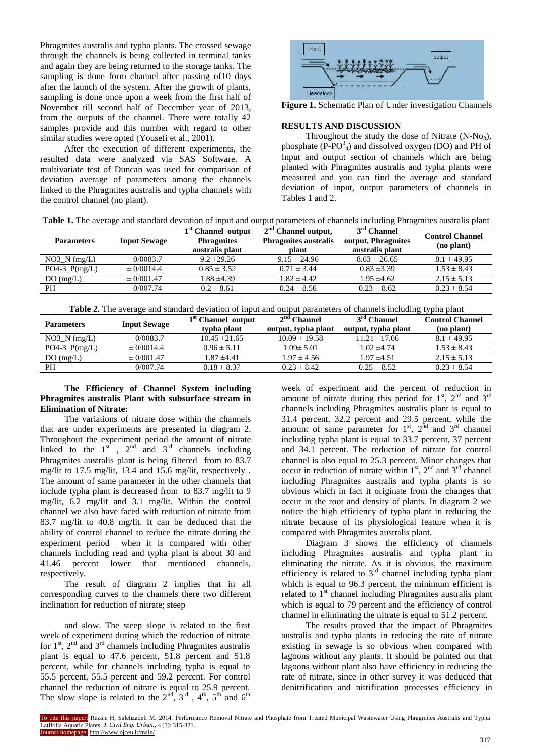Phragmites australis and typha plants. The crossed sewage through the channels is being collected in terminal tanks and again they are being returned to the storage tanks. The sampling is done form channel after passing of10 days after the launch of the system. After the growth of plants, sampling is done once upon a week from the first half of November till second half of December year of 2013, from the outputs of the channel. There were totally 42 samples provide and this number with regard to other similar studies were opted (Yousefi et al., 2001).

After the execution of different experiments, the resulted data were analyzed via SAS Software. A multivariate test of Duncan was used for comparison of deviation average of parameters among the channels linked to the Phragmites australis and typha channels with the control channel (no plant).

Input / output / Headstock

**Figure 1.** Schematic Plan of Under investigation Channels

## RESULTS AND DISCUSSION

Throughout the study the dose of Nitrate ($N\text{-}No_3$), phosphate ($P\text{-}PO^3{}_4$) and dissolved oxygen (DO) and PH of Input and output section of channels which are being planted with Phragmites australis and typha plants were measured and you can find the average and standard deviation of input, output parameters of channels in Tables 1 and 2.

**Table 1.** The average and standard deviation of input and output parameters of channels including Phragmites australis plant

| Parameters | Input Sewage | 1st Channel output Phragmites australis plant | 2nd Channel output, Phragmites australis plant | 3rd Channel output, Phragmites australis plant | Control Channel (no plant) |
|---|---|---|---|---|---|
| NO3_N (mg/L) | ± 0/0083.7 | 9.2 ±29.26 | 9.15 ± 24.96 | 8.63 ± 26.65 | 8.1 ± 49.95 |
| PO4-3_P(mg/L) | ± 0/0014.4 | 0.85 ± 3.52 | 0.71 ± 3.44 | 0.83 ±3.39 | 1.53 ± 8.43 |
| DO (mg/L) | ± 0/001.47 | 1.88 ±4.39 | 1.82 ± 4.42 | 1.95 ±4.62 | 2.15 ± 5.13 |
| PH | ± 0/007.74 | 0.2 ± 8.61 | 0.24 ± 8.56 | 0.23 ± 8.62 | 0.23 ± 8.54 |

**Table 2.** The average and standard deviation of input and output parameters of channels including typha plant

| Parameters | Input Sewage | 1st Channel output typha plant | 2nd Channel output, typha plant | 3rd Channel output, typha plant | Control Channel (no plant) |
|---|---|---|---|---|---|
| NO3_N (mg/L) | ± 0/0083.7 | 10.45 ±21.65 | 10.09 ± 19.58 | 11.21 ±17.06 | 8.1 ± 49.95 |
| PO4-3_P(mg/L) | ± 0/0014.4 | 0.96 ± 5.11 | 1.09± 5.01 | 1.02 ±4.74 | 1.53 ± 8.43 |
| DO (mg/L) | ± 0/001.47 | 1.87 ±4.41 | 1.97 ± 4.56 | 1.97 ±4.51 | 2.15 ± 5.13 |
| PH | ± 0/007.74 | 0.18 ± 8.37 | 0.23 ± 8.42 | 0.25 ± 8.52 | 0.23 ± 8.54 |

### The Efficiency of Channel System including Phragmites australis Plant with subsurface stream in Elimination of Nitrate:

The variations of nitrate dose within the channels that are under experiments are presented in diagram 2. Throughout the experiment period the amount of nitrate linked to the 1st , 2nd and 3rd channels including Phragmites australis plant is being filtered from to 83.7 mg/lit to 17.5 mg/lit, 13.4 and 15.6 mg/lit, respectively . The amount of same parameter in the other channels that include typha plant is decreased from to 83.7 mg/lit to 9 mg/lit, 6.2 mg/lit and 3.1 mg/lit. Within the control channel we also have faced with reduction of nitrate from 83.7 mg/lit to 40.8 mg/lit. It can be deduced that the ability of control channel to reduce the nitrate during the experiment period when it is compared with other channels including read and typha plant is about 30 and 41.46 percent lower that mentioned channels, respectively.

The result of diagram 2 implies that in all corresponding curves to the channels there two different inclination for reduction of nitrate; steep and slow. The steep slope is related to the first week of experiment during which the reduction of nitrate for 1st, 2nd and 3rd channels including Phragmites australis plant is equal to 47.6 percent, 51.8 percent and 51.8 percent, while for channels including typha is equal to 55.5 percent, 55.5 percent and 59.2 percent. For control channel the reduction of nitrate is equal to 25.9 percent. The slow slope is related to the 2nd, 3rd , 4th, 5th and 6th week of experiment and the percent of reduction in amount of nitrate during this period for 1st, 2nd and 3rd channels including Phragmites australis plant is equal to 31.4 percent, 32.2 percent and 29.5 percent, while the amount of same parameter for 1st, 2nd and 3rd channel including typha plant is equal to 33.7 percent, 37 percent and 34.1 percent. The reduction of nitrate for control channel is also equal to 25.3 percent. Minor changes that occur in reduction of nitrate within 1st, 2nd and 3rd channel including Phragmites australis and typha plants is so obvious which in fact it originate from the changes that occur in the root and density of plants. In diagram 2 we notice the high efficiency of typha plant in reducing the nitrate because of its physiological feature when it is compared with Phragmites australis plant.

Diagram 3 shows the efficiency of channels including Phragmites australis and typha plant in eliminating the nitrate. As it is obvious, the maximum efficiency is related to 3rd channel including typha plant which is equal to 96.3 percent, the minimum efficient is related to 1st channel including Phragmites australis plant which is equal to 79 percent and the efficiency of control channel in eliminating the nitrate is equal to 51.2 percent.

The results proved that the impact of Phragmites australis and typha plants in reducing the rate of nitrate existing in sewage is so obvious when compared with lagoons without any plants. It should be pointed out that lagoons without plant also have efficiency in reducing the rate of nitrate, since in other survey it was deduced that denitrification and nitrification processes efficiency in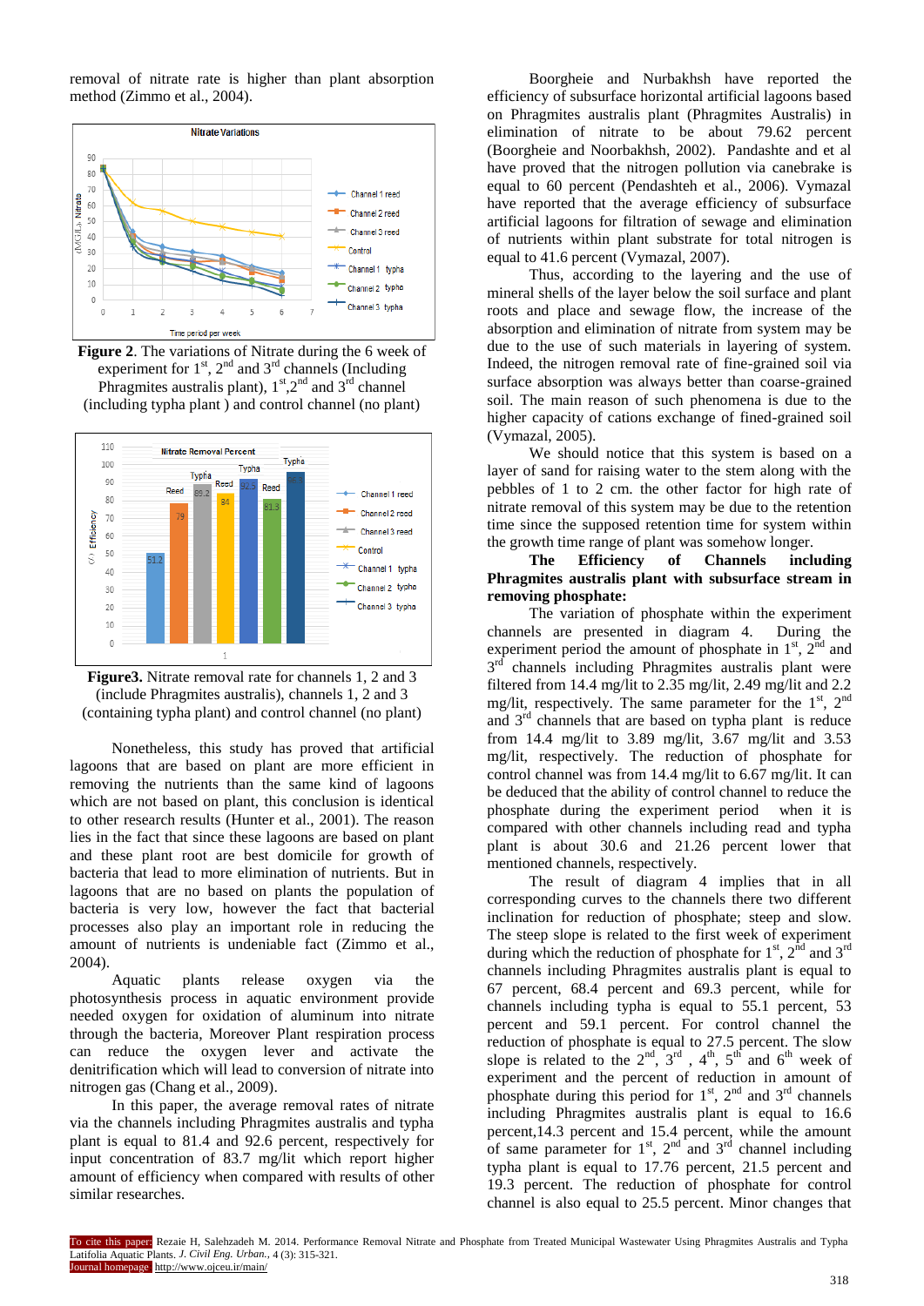removal of nitrate rate is higher than plant absorption method (Zimmo et al., 2004).

**Figure 2**. The variations of Nitrate during the 6 week of experiment for 1st, 2nd and 3rd channels (Including Phragmites australis plant), 1st, 2nd and 3rd channel (including typha plant ) and control channel (no plant)

**Figure3.** Nitrate removal rate for channels 1, 2 and 3 (include Phragmites australis), channels 1, 2 and 3 (containing typha plant) and control channel (no plant)

Nonetheless, this study has proved that artificial lagoons that are based on plant are more efficient in removing the nutrients than the same kind of lagoons which are not based on plant, this conclusion is identical to other research results (Hunter et al., 2001). The reason lies in the fact that since these lagoons are based on plant and these plant root are best domicile for growth of bacteria that lead to more elimination of nutrients. But in lagoons that are no based on plants the population of bacteria is very low, however the fact that bacterial processes also play an important role in reducing the amount of nutrients is undeniable fact (Zimmo et al., 2004).

Aquatic plants release oxygen via the photosynthesis process in aquatic environment provide needed oxygen for oxidation of aluminum into nitrate through the bacteria, Moreover Plant respiration process can reduce the oxygen lever and activate the denitrification which will lead to conversion of nitrate into nitrogen gas (Chang et al., 2009).

In this paper, the average removal rates of nitrate via the channels including Phragmites australis and typha plant is equal to 81.4 and 92.6 percent, respectively for input concentration of 83.7 mg/lit which report higher amount of efficiency when compared with results of other similar researches.

Boorgheie and Nurbakhsh have reported the efficiency of subsurface horizontal artificial lagoons based on Phragmites australis plant (Phragmites Australis) in elimination of nitrate to be about 79.62 percent (Boorgheie and Noorbakhsh, 2002). Pandashte and et al have proved that the nitrogen pollution via canebrake is equal to 60 percent (Pendashteh et al., 2006). Vymazal have reported that the average efficiency of subsurface artificial lagoons for filtration of sewage and elimination of nutrients within plant substrate for total nitrogen is equal to 41.6 percent (Vymazal, 2007).

Thus, according to the layering and the use of mineral shells of the layer below the soil surface and plant roots and place and sewage flow, the increase of the absorption and elimination of nitrate from system may be due to the use of such materials in layering of system. Indeed, the nitrogen removal rate of fine-grained soil via surface absorption was always better than coarse-grained soil. The main reason of such phenomena is due to the higher capacity of cations exchange of fined-grained soil (Vymazal, 2005).

We should notice that this system is based on a layer of sand for raising water to the stem along with the pebbles of 1 to 2 cm. the other factor for high rate of nitrate removal of this system may be due to the retention time since the supposed retention time for system within the growth time range of plant was somehow longer.

**The Efficiency of Channels including Phragmites australis plant with subsurface stream in removing phosphate:**

The variation of phosphate within the experiment channels are presented in diagram 4. During the experiment period the amount of phosphate in 1st, 2nd and 3rd channels including Phragmites australis plant were filtered from 14.4 mg/lit to 2.35 mg/lit, 2.49 mg/lit and 2.2 mg/lit, respectively. The same parameter for the 1st, 2nd and 3rd channels that are based on typha plant is reduce from 14.4 mg/lit to 3.89 mg/lit, 3.67 mg/lit and 3.53 mg/lit, respectively. The reduction of phosphate for control channel was from 14.4 mg/lit to 6.67 mg/lit. It can be deduced that the ability of control channel to reduce the phosphate during the experiment period when it is compared with other channels including read and typha plant is about 30.6 and 21.26 percent lower that mentioned channels, respectively.

The result of diagram 4 implies that in all corresponding curves to the channels there two different inclination for reduction of phosphate; steep and slow. The steep slope is related to the first week of experiment during which the reduction of phosphate for 1st, 2nd and 3rd channels including Phragmites australis plant is equal to 67 percent, 68.4 percent and 69.3 percent, while for channels including typha is equal to 55.1 percent, 53 percent and 59.1 percent. For control channel the reduction of phosphate is equal to 27.5 percent. The slow slope is related to the 2nd, 3rd, 4th, 5th and 6th week of experiment and the percent of reduction in amount of phosphate during this period for 1st, 2nd and 3rd channels including Phragmites australis plant is equal to 16.6 percent, 14.3 percent and 15.4 percent, while the amount of same parameter for 1st, 2nd and 3rd channel including typha plant is equal to 17.76 percent, 21.5 percent and 19.3 percent. The reduction of phosphate for control channel is also equal to 25.5 percent. Minor changes that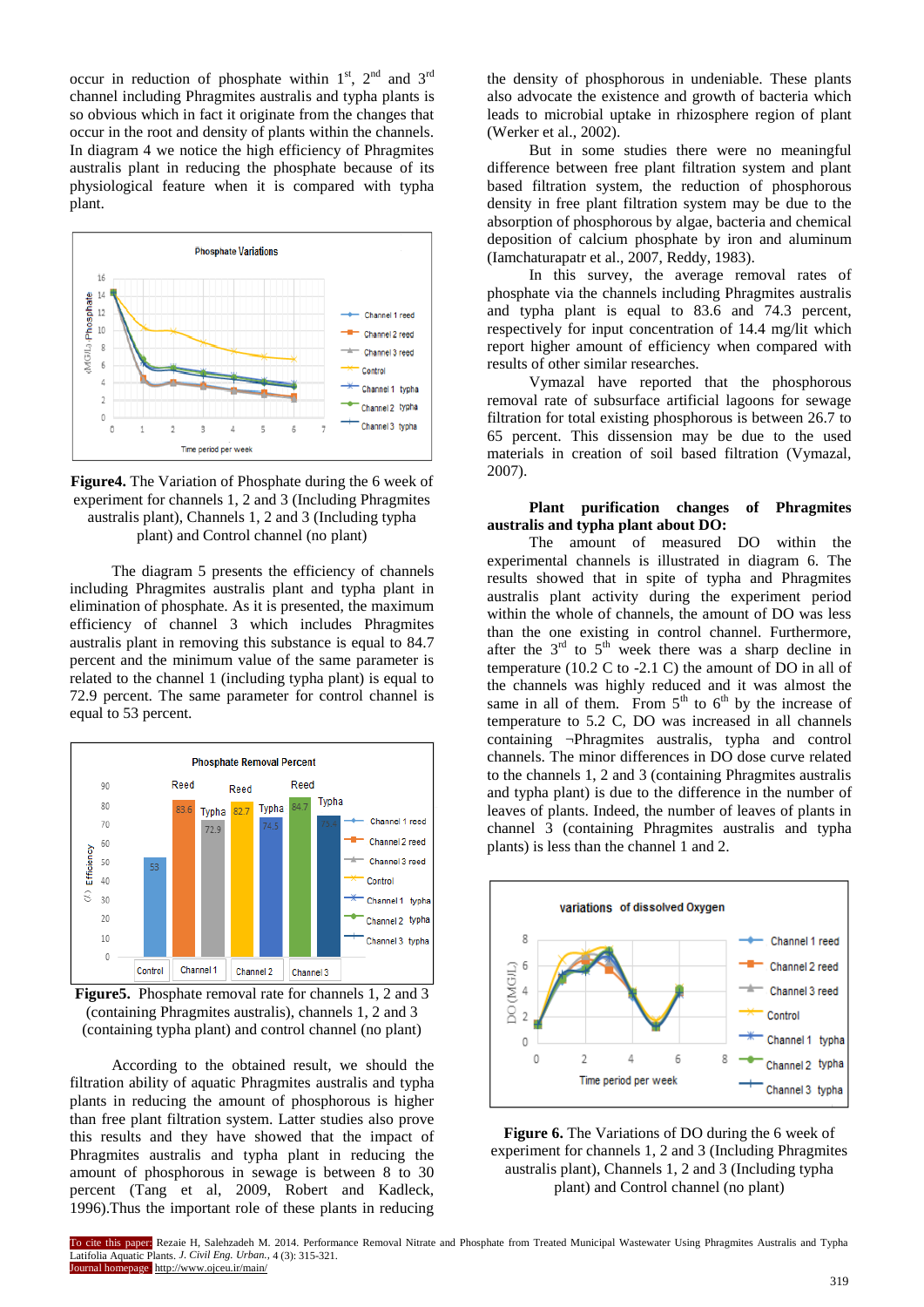occur in reduction of phosphate within 1st, 2nd and 3rd channel including Phragmites australis and typha plants is so obvious which in fact it originate from the changes that occur in the root and density of plants within the channels. In diagram 4 we notice the high efficiency of Phragmites australis plant in reducing the phosphate because of its physiological feature when it is compared with typha plant.

**Figure4.** The Variation of Phosphate during the 6 week of experiment for channels 1, 2 and 3 (Including Phragmites australis plant), Channels 1, 2 and 3 (Including typha plant) and Control channel (no plant)

The diagram 5 presents the efficiency of channels including Phragmites australis plant and typha plant in elimination of phosphate. As it is presented, the maximum efficiency of channel 3 which includes Phragmites australis plant in removing this substance is equal to 84.7 percent and the minimum value of the same parameter is related to the channel 1 (including typha plant) is equal to 72.9 percent. The same parameter for control channel is equal to 53 percent.

**Figure5.** Phosphate removal rate for channels 1, 2 and 3 (containing Phragmites australis), channels 1, 2 and 3 (containing typha plant) and control channel (no plant)

According to the obtained result, we should the filtration ability of aquatic Phragmites australis and typha plant in reducing the amount of phosphorous is higher than free plant filtration system. Latter studies also prove this results and they have showed that the impact of Phragmites australis and typha plant in reducing the amount of phosphorous in sewage is between 8 to 30 percent (Tang et al, 2009, Robert and Kadleck, 1996).Thus the important role of these plants in reducing the density of phosphorous in undeniable. These plants also advocate the existence and growth of bacteria which leads to microbial uptake in rhizosphere region of plant (Werker et al., 2002).

But in some studies there were no meaningful difference between free plant filtration system and plant based filtration system, the reduction of phosphorous density in free plant filtration system may be due to the absorption of phosphorous by algae, bacteria and chemical deposition of calcium phosphate by iron and aluminum (Iamchaturapatr et al., 2007, Reddy, 1983).

In this survey, the average removal rates of phosphate via the channels including Phragmites australis and typha plant is equal to 83.6 and 74.3 percent, respectively for input concentration of 14.4 mg/lit which report higher amount of efficiency when compared with results of other similar researches.

Vymazal have reported that the phosphorous removal rate of subsurface artificial lagoons for sewage filtration for total existing phosphorous is between 26.7 to 65 percent. This dissension may be due to the used materials in creation of soil based filtration (Vymazal, 2007).

**Plant purification changes of Phragmites australis and typha plant about DO:**

The amount of measured DO within the experimental channels is illustrated in diagram 6. The results showed that in spite of typha and Phragmites australis plant activity during the experiment period within the whole of channels, the amount of DO was less than the one existing in control channel. Furthermore, after the 3rd to 5th week there was a sharp decline in temperature (10.2 C to -2.1 C) the amount of DO in all of the channels was highly reduced and it was almost the same in all of them. From 5th to 6th by the increase of temperature to 5.2 C, DO was increased in all channels containing ¬Phragmites australis, typha and control channels. The minor differences in DO dose curve related to the channels 1, 2 and 3 (containing Phragmites australis and typha plant) is due to the difference in the number of leaves of plants. Indeed, the number of leaves of plants in channel 3 (containing Phragmites australis and typha plants) is less than the channel 1 and 2.

**Figure 6.** The Variations of DO during the 6 week of experiment for channels 1, 2 and 3 (Including Phragmites australis plant), Channels 1, 2 and 3 (Including typha plant) and Control channel (no plant)

To cite this paper: Rezaie H, Salehzadeh M. 2014. Performance Removal Nitrate and Phosphate from Treated Municipal Wastewater Using Phragmites Australis and Typha Latifolia Aquatic Plants. *J. Civil Eng. Urban.*, 4 (3): 315-321.
Journal homepage: http://www.ojceu.ir/main/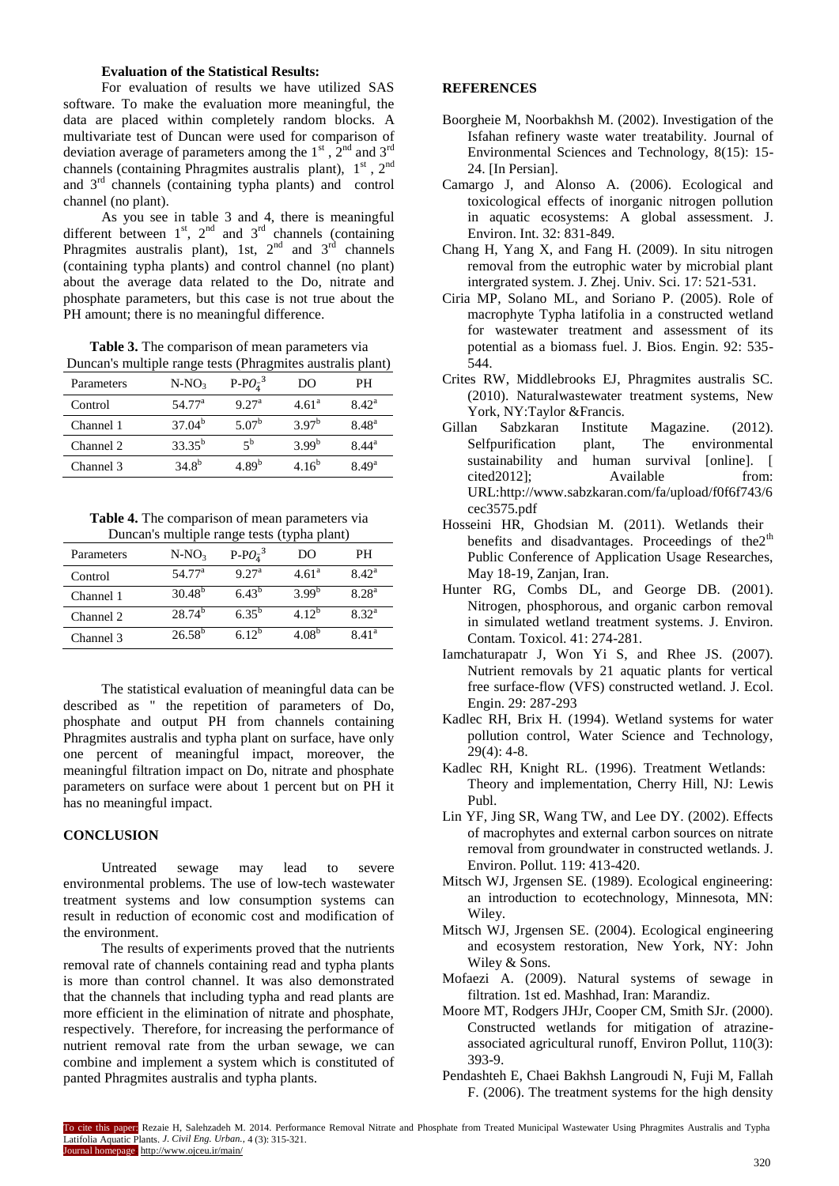**Evaluation of the Statistical Results:**

For evaluation of results we have utilized SAS software. To make the evaluation more meaningful, the data are placed within completely random blocks. A multivariate test of Duncan were used for comparison of deviation average of parameters among the 1st, 2nd and 3rd channels (containing Phragmites australis plant), 1st, 2nd and 3rd channels (containing typha plants) and control channel (no plant).

As you see in table 3 and 4, there is meaningful different between 1st, 2nd and 3rd channels (containing Phragmites australis plant), 1st, 2nd and 3rd channels (containing typha plants) and control channel (no plant) about the average data related to the Do, nitrate and phosphate parameters, but this case is not true about the PH amount; there is no meaningful difference.

**Table 3.** The comparison of mean parameters via Duncan's multiple range tests (Phragmites australis plant)

| Parameters | $N\text{-}NO_3$ | $P\text{-}PO_4^{3}$ | DO | PH |
|---|---|---|---|---|
| Control | $54.77^a$ | $9.27^a$ | $4.61^a$ | $8.42^a$ |
| Channel 1 | $37.04^b$ | $5.07^b$ | $3.97^b$ | $8.48^a$ |
| Channel 2 | $33.35^b$ | $5^b$ | $3.99^b$ | $8.44^a$ |
| Channel 3 | $34.8^b$ | $4.89^b$ | $4.16^b$ | $8.49^a$ |

**Table 4.** The comparison of mean parameters via Duncan's multiple range tests (typha plant)

| Parameters | $N\text{-}NO_3$ | $P\text{-}PO_4^{3}$ | DO | PH |
|---|---|---|---|---|
| Control | $54.77^a$ | $9.27^a$ | $4.61^a$ | $8.42^a$ |
| Channel 1 | $30.48^b$ | $6.43^b$ | $3.99^b$ | $8.28^a$ |
| Channel 2 | $28.74^b$ | $6.35^b$ | $4.12^b$ | $8.32^a$ |
| Channel 3 | $26.58^b$ | $6.12^b$ | $4.08^b$ | $8.41^a$ |

The statistical evaluation of meaningful data can be described as " the repetition of parameters of Do, phosphate and output PH from channels containing Phragmites australis and typha plant on surface, have only one percent of meaningful impact, moreover, the meaningful filtration impact on Do, nitrate and phosphate parameters on surface were about 1 percent but on PH it has no meaningful impact.

## CONCLUSION

Untreated sewage may lead to severe environmental problems. The use of low-tech wastewater treatment systems and low consumption systems can result in reduction of economic cost and modification of the environment.

The results of experiments proved that the nutrients removal rate of channels containing read and typha plants is more than control channel. It was also demonstrated that the channels that including typha and read plants are more efficient in the elimination of nitrate and phosphate, respectively. Therefore, for increasing the performance of nutrient removal rate from the urban sewage, we can combine and implement a system which is constituted of panted Phragmites australis and typha plants.

## REFERENCES

Boorgheie M, Noorbakhsh M. (2002). Investigation of the Isfahan refinery waste water treatability. Journal of Environmental Sciences and Technology, 8(15): 15-24. [In Persian].

Camargo J, and Alonso A. (2006). Ecological and toxicological effects of inorganic nitrogen pollution in aquatic ecosystems: A global assessment. J. Environ. Int. 32: 831-849.

Chang H, Yang X, and Fang H. (2009). In situ nitrogen removal from the eutrophic water by microbial plant intergrated system. J. Zhej. Univ. Sci. 17: 521-531.

Ciria MP, Solano ML, and Soriano P. (2005). Role of macrophyte Typha latifolia in a constructed wetland for wastewater treatment and assessment of its potential as a biomass fuel. J. Bios. Engin. 92: 535-544.

Crites RW, Middlebrooks EJ, Phragmites australis SC. (2010). Naturalwastewater treatment systems, New York, NY:Taylor &Francis.

Gillan Sabzkaran Institute Magazine. (2012). Selfpurification plant, The environmental sustainability and human survival [online]. [ cited2012]; Available from: URL:http://www.sabzkaran.com/fa/upload/f0f6f743/6cec3575.pdf

Hosseini HR, Ghodsian M. (2011). Wetlands their benefits and disadvantages. Proceedings of the2th Public Conference of Application Usage Researches, May 18-19, Zanjan, Iran.

Hunter RG, Combs DL, and George DB. (2001). Nitrogen, phosphorous, and organic carbon removal in simulated wetland treatment systems. J. Environ. Contam. Toxicol. 41: 274-281.

Iamchaturapatr J, Won Yi S, and Rhee JS. (2007). Nutrient removals by 21 aquatic plants for vertical free surface-flow (VFS) constructed wetland. J. Ecol. Engin. 29: 287-293

Kadlec RH, Brix H. (1994). Wetland systems for water pollution control, Water Science and Technology, 29(4): 4-8.

Kadlec RH, Knight RL. (1996). Treatment Wetlands: Theory and implementation, Cherry Hill, NJ: Lewis Publ.

Lin YF, Jing SR, Wang TW, and Lee DY. (2002). Effects of macrophytes and external carbon sources on nitrate removal from groundwater in constructed wetlands. J. Environ. Pollut. 119: 413-420.

Mitsch WJ, Jrgensen SE. (1989). Ecological engineering: an introduction to ecotechnology, Minnesota, MN: Wiley.

Mitsch WJ, Jrgensen SE. (2004). Ecological engineering and ecosystem restoration, New York, NY: John Wiley & Sons.

Mofaezi A. (2009). Natural systems of sewage in filtration. 1st ed. Mashhad, Iran: Marandiz.

Moore MT, Rodgers JHJr, Cooper CM, Smith SJr. (2000). Constructed wetlands for mitigation of atrazine-associated agricultural runoff, Environ Pollut, 110(3): 393-9.

Pendashteh E, Chaei Bakhsh Langroudi N, Fuji M, Fallah F. (2006). The treatment systems for the high density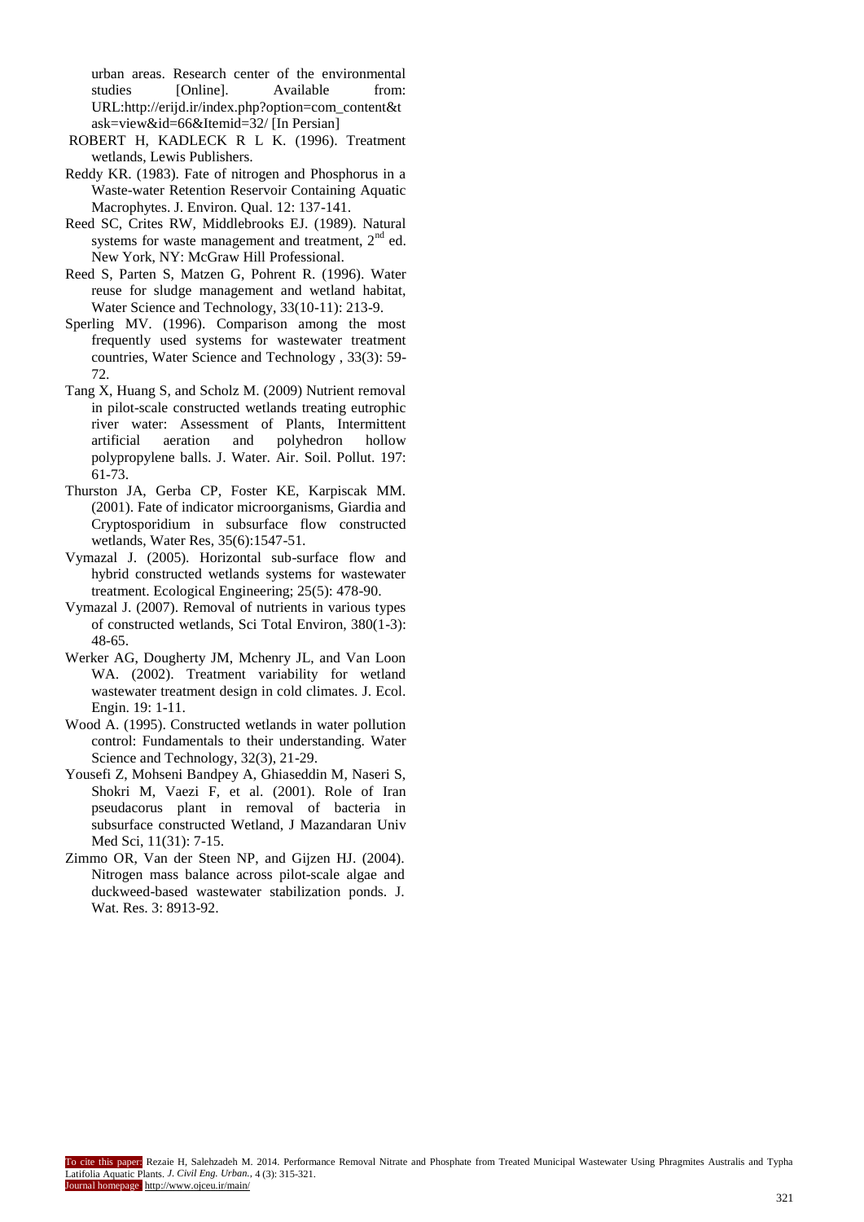urban areas. Research center of the environmental studies [Online]. Available from: URL:http://erijd.ir/index.php?option=com_content&task=view&id=66&Itemid=32/ [In Persian]

ROBERT H, KADLECK R L K. (1996). Treatment wetlands, Lewis Publishers.

Reddy KR. (1983). Fate of nitrogen and Phosphorus in a Waste-water Retention Reservoir Containing Aquatic Macrophytes. J. Environ. Qual. 12: 137-141.

Reed SC, Crites RW, Middlebrooks EJ. (1989). Natural systems for waste management and treatment, 2nd ed. New York, NY: McGraw Hill Professional.

Reed S, Parten S, Matzen G, Pohrent R. (1996). Water reuse for sludge management and wetland habitat, Water Science and Technology, 33(10-11): 213-9.

Sperling MV. (1996). Comparison among the most frequently used systems for wastewater treatment countries, Water Science and Technology , 33(3): 59-72.

Tang X, Huang S, and Scholz M. (2009) Nutrient removal in pilot-scale constructed wetlands treating eutrophic river water: Assessment of Plants, Intermittent artificial aeration and polyhedron hollow polypropylene balls. J. Water. Air. Soil. Pollut. 197: 61-73.

Thurston JA, Gerba CP, Foster KE, Karpiscak MM. (2001). Fate of indicator microorganisms, Giardia and Cryptosporidium in subsurface flow constructed wetlands, Water Res, 35(6):1547-51.

Vymazal J. (2005). Horizontal sub-surface flow and hybrid constructed wetlands systems for wastewater treatment. Ecological Engineering; 25(5): 478-90.

Vymazal J. (2007). Removal of nutrients in various types of constructed wetlands, Sci Total Environ, 380(1-3): 48-65.

Werker AG, Dougherty JM, Mchenry JL, and Van Loon WA. (2002). Treatment variability for wetland wastewater treatment design in cold climates. J. Ecol. Engin. 19: 1-11.

Wood A. (1995). Constructed wetlands in water pollution control: Fundamentals to their understanding. Water Science and Technology, 32(3), 21-29.

Yousefi Z, Mohseni Bandpey A, Ghiaseddin M, Naseri S, Shokri M, Vaezi F, et al. (2001). Role of Iran pseudacorus plant in removal of bacteria in subsurface constructed Wetland, J Mazandaran Univ Med Sci, 11(31): 7-15.

Zimmo OR, Van der Steen NP, and Gijzen HJ. (2004). Nitrogen mass balance across pilot-scale algae and duckweed-based wastewater stabilization ponds. J. Wat. Res. 3: 8913-92.